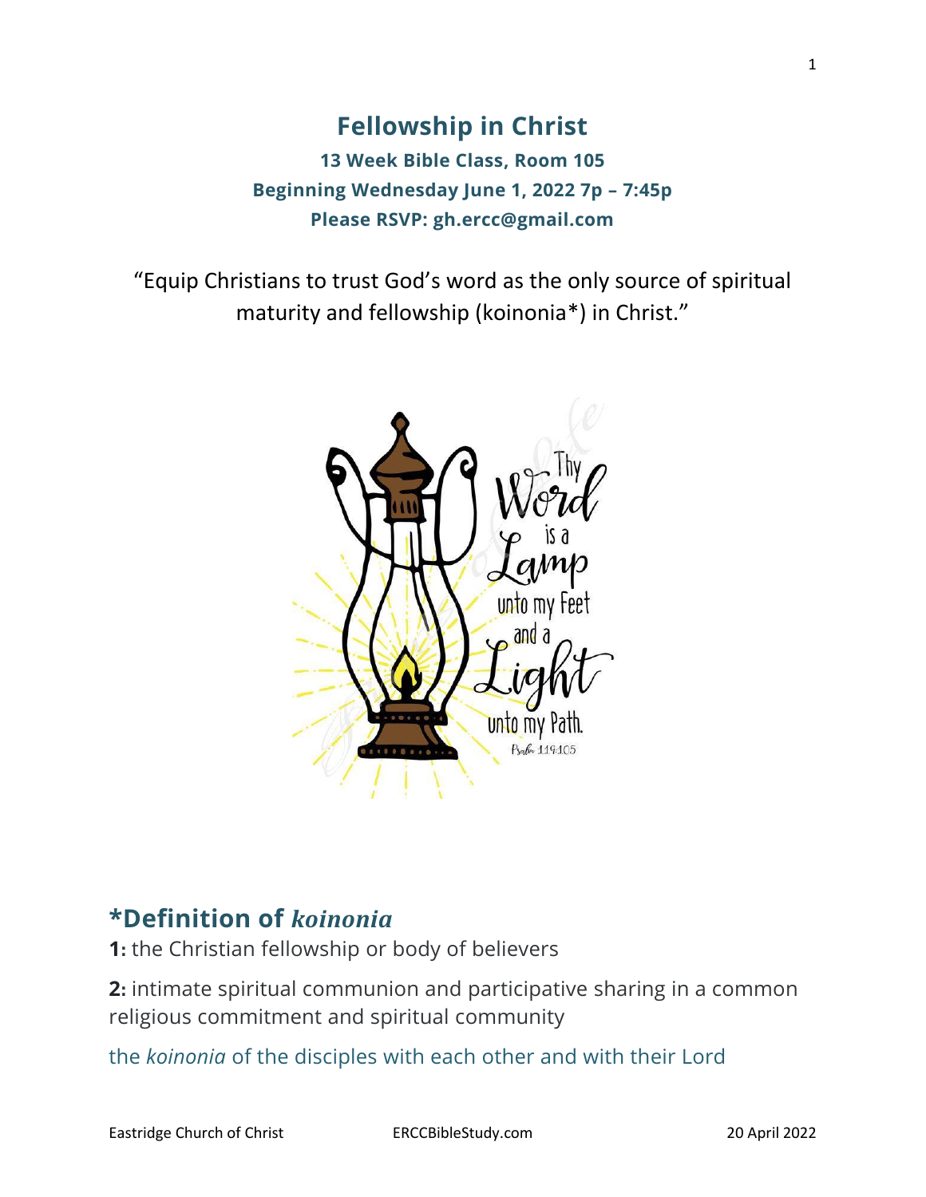# Fellowship in Christ

**13 Week Bible Class, Room 105**

**Beginning Wednesday June 1, 2022 7p – 7:45p**

**Please RSVP: gh.ercc@gmail.com**

"Equip Christians to trust God's word as the only source of spiritual maturity and fellowship (koinonia*) in Christ."

Thy Word is a Lamp unto my Feet and a Light unto my Path. Psalm 119:105

## *Definition of *koinonia*

**1:** the Christian fellowship or body of believers

**2:** intimate spiritual communion and participative sharing in a common religious commitment and spiritual community

the *koinonia* of the disciples with each other and with their Lord

Eastridge Church of Christ ERCCBibleStudy.com 20 April 2022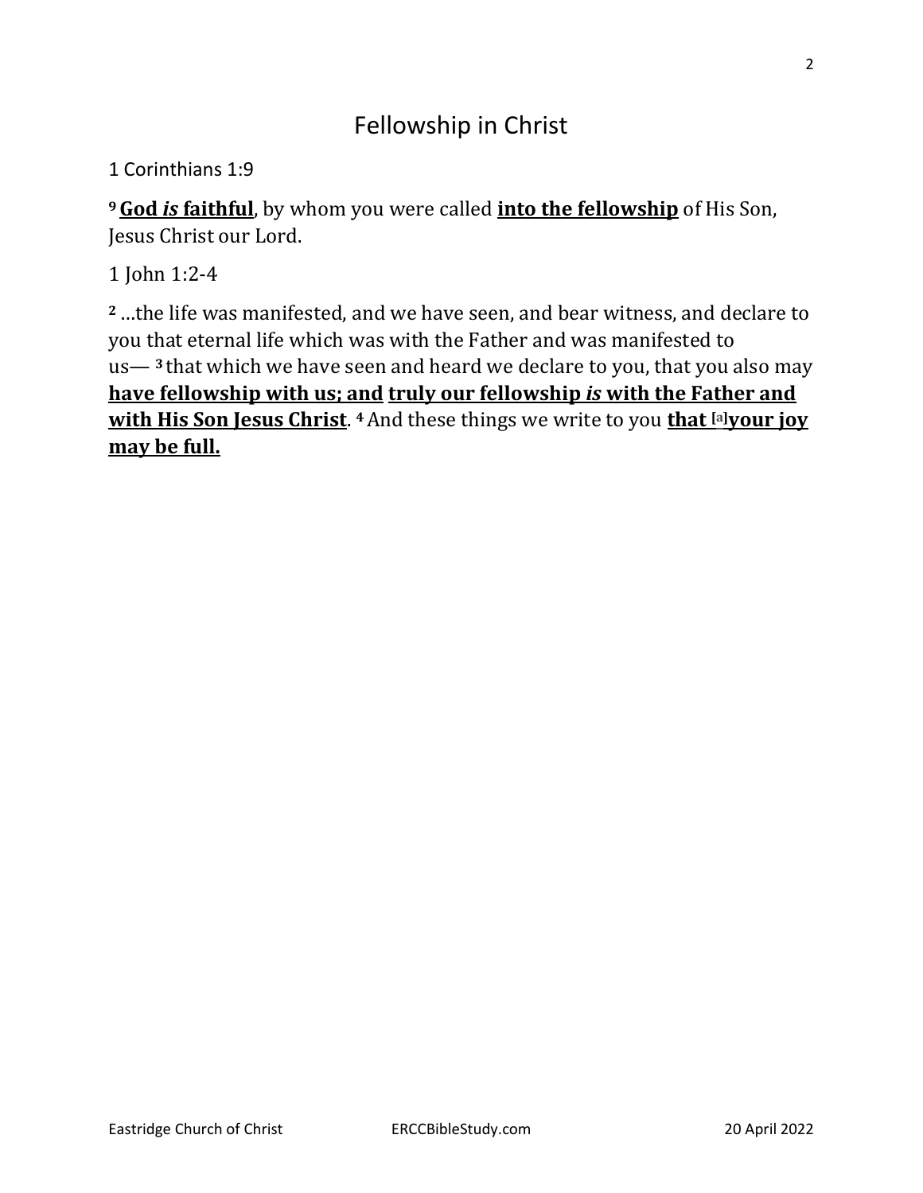# Fellowship in Christ

1 Corinthians 1:9

[9] **God *is* faithful**, by whom you were called **into the fellowship** of His Son, Jesus Christ our Lord.

1 John 1:2-4

[2] …the life was manifested, and we have seen, and bear witness, and declare to you that eternal life which was with the Father and was manifested to us— [3] that which we have seen and heard we declare to you, that you also may **have fellowship with us; and truly our fellowship *is* with the Father and with His Son Jesus Christ**. [4] And these things we write to you **that [a]your joy may be full.**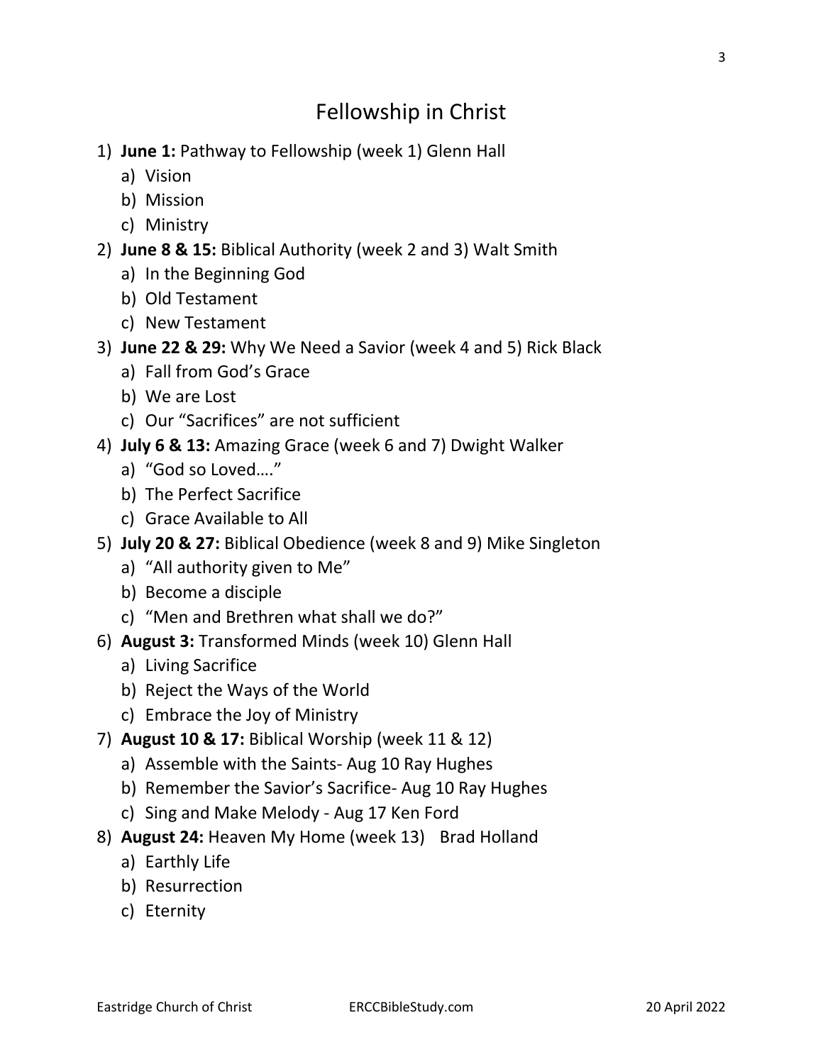# Fellowship in Christ

1) **June 1:** Pathway to Fellowship (week 1) Glenn Hall
   a) Vision
   b) Mission
   c) Ministry
2) **June 8 & 15:** Biblical Authority (week 2 and 3) Walt Smith
   a) In the Beginning God
   b) Old Testament
   c) New Testament
3) **June 22 & 29:** Why We Need a Savior (week 4 and 5) Rick Black
   a) Fall from God's Grace
   b) We are Lost
   c) Our "Sacrifices" are not sufficient
4) **July 6 & 13:** Amazing Grace (week 6 and 7) Dwight Walker
   a) "God so Loved…."
   b) The Perfect Sacrifice
   c) Grace Available to All
5) **July 20 & 27:** Biblical Obedience (week 8 and 9) Mike Singleton
   a) "All authority given to Me"
   b) Become a disciple
   c) "Men and Brethren what shall we do?"
6) **August 3:** Transformed Minds (week 10) Glenn Hall
   a) Living Sacrifice
   b) Reject the Ways of the World
   c) Embrace the Joy of Ministry
7) **August 10 & 17:** Biblical Worship (week 11 & 12)
   a) Assemble with the Saints- Aug 10 Ray Hughes
   b) Remember the Savior's Sacrifice- Aug 10 Ray Hughes
   c) Sing and Make Melody - Aug 17 Ken Ford
8) **August 24:** Heaven My Home (week 13) Brad Holland
   a) Earthly Life
   b) Resurrection
   c) Eternity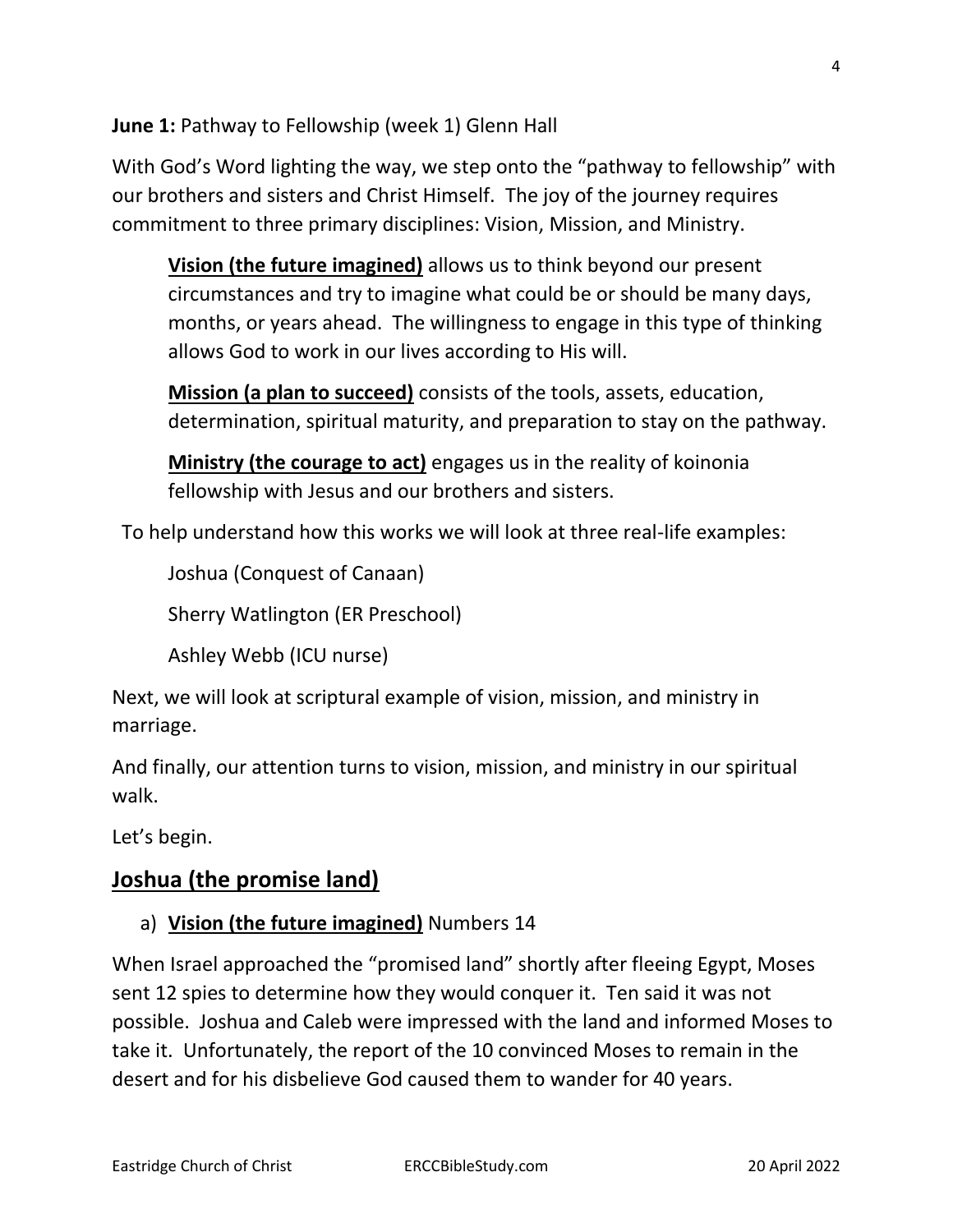**June 1:** Pathway to Fellowship (week 1) Glenn Hall

With God's Word lighting the way, we step onto the "pathway to fellowship" with our brothers and sisters and Christ Himself. The joy of the journey requires commitment to three primary disciplines: Vision, Mission, and Ministry.

> **Vision (the future imagined)** allows us to think beyond our present circumstances and try to imagine what could be or should be many days, months, or years ahead. The willingness to engage in this type of thinking allows God to work in our lives according to His will.
>
> **Mission (a plan to succeed)** consists of the tools, assets, education, determination, spiritual maturity, and preparation to stay on the pathway.
>
> **Ministry (the courage to act)** engages us in the reality of koinonia fellowship with Jesus and our brothers and sisters.

To help understand how this works we will look at three real-life examples:

> Joshua (Conquest of Canaan)
>
> Sherry Watlington (ER Preschool)
>
> Ashley Webb (ICU nurse)

Next, we will look at scriptural example of vision, mission, and ministry in marriage.

And finally, our attention turns to vision, mission, and ministry in our spiritual walk.

Let's begin.

## Joshua (the promise land)

a) **Vision (the future imagined)** Numbers 14

When Israel approached the "promised land" shortly after fleeing Egypt, Moses sent 12 spies to determine how they would conquer it. Ten said it was not possible. Joshua and Caleb were impressed with the land and informed Moses to take it. Unfortunately, the report of the 10 convinced Moses to remain in the desert and for his disbelieve God caused them to wander for 40 years.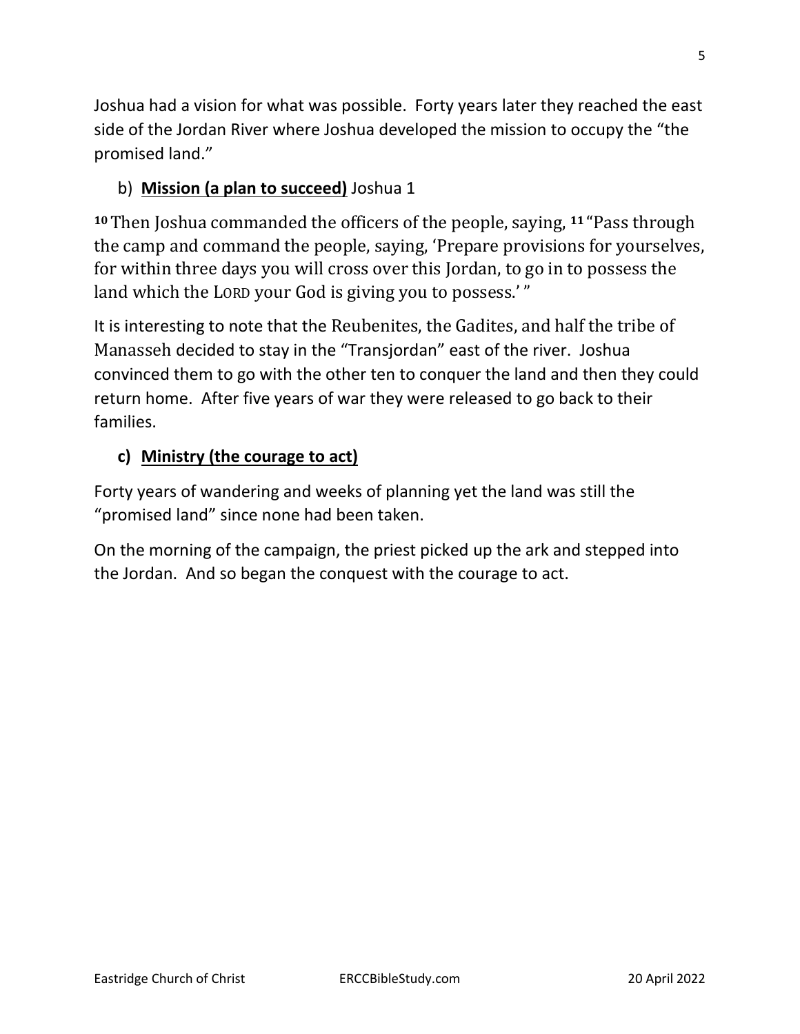Joshua had a vision for what was possible. Forty years later they reached the east side of the Jordan River where Joshua developed the mission to occupy the "the promised land."

b) **Mission (a plan to succeed)** Joshua 1

**10** Then Joshua commanded the officers of the people, saying, **11** "Pass through the camp and command the people, saying, 'Prepare provisions for yourselves, for within three days you will cross over this Jordan, to go in to possess the land which the LORD your God is giving you to possess.' "

It is interesting to note that the Reubenites, the Gadites, and half the tribe of Manasseh decided to stay in the "Transjordan" east of the river. Joshua convinced them to go with the other ten to conquer the land and then they could return home. After five years of war they were released to go back to their families.

**c) Ministry (the courage to act)**

Forty years of wandering and weeks of planning yet the land was still the "promised land" since none had been taken.

On the morning of the campaign, the priest picked up the ark and stepped into the Jordan. And so began the conquest with the courage to act.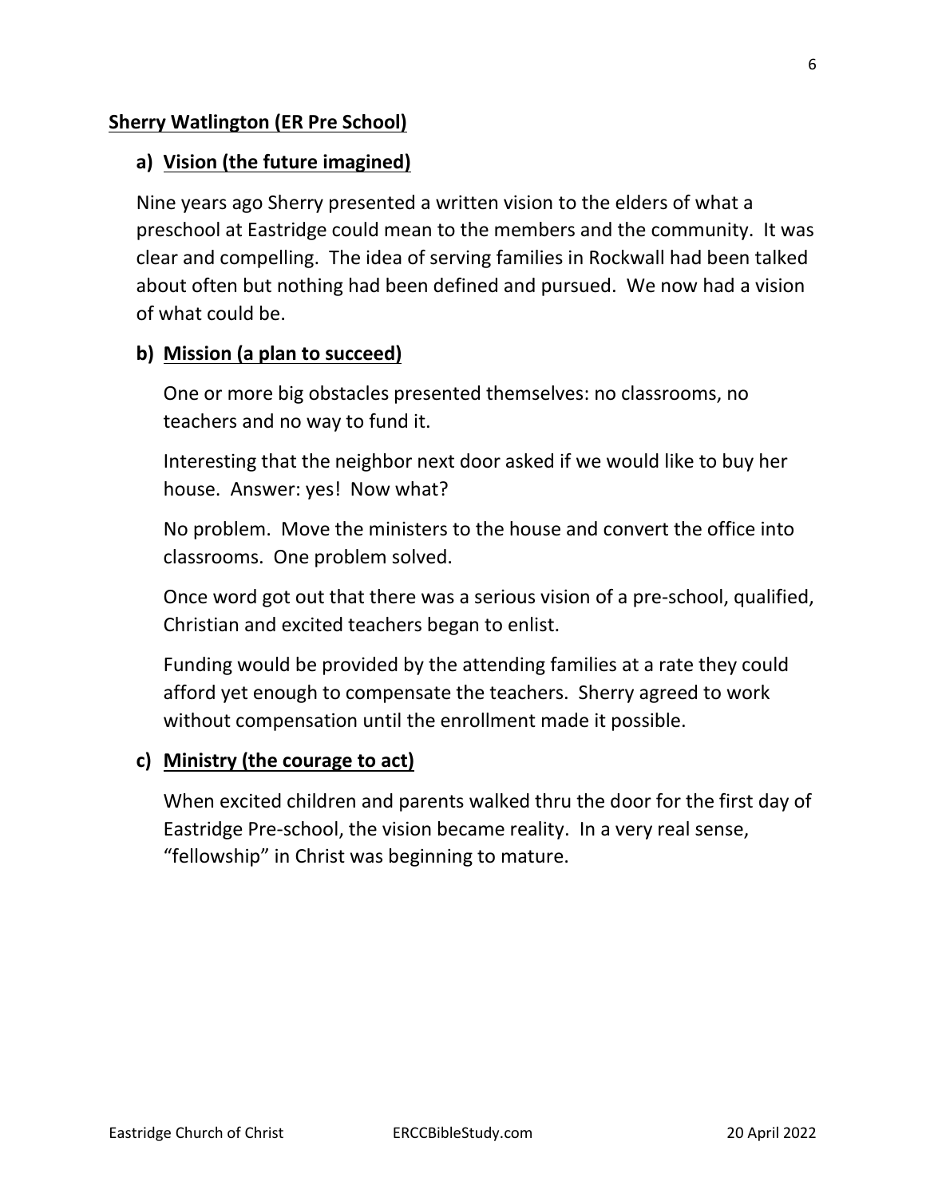**Sherry Watlington (ER Pre School)**

**a) Vision (the future imagined)**

Nine years ago Sherry presented a written vision to the elders of what a preschool at Eastridge could mean to the members and the community. It was clear and compelling. The idea of serving families in Rockwall had been talked about often but nothing had been defined and pursued. We now had a vision of what could be.

**b) Mission (a plan to succeed)**

One or more big obstacles presented themselves: no classrooms, no teachers and no way to fund it.

Interesting that the neighbor next door asked if we would like to buy her house. Answer: yes! Now what?

No problem. Move the ministers to the house and convert the office into classrooms. One problem solved.

Once word got out that there was a serious vision of a pre-school, qualified, Christian and excited teachers began to enlist.

Funding would be provided by the attending families at a rate they could afford yet enough to compensate the teachers. Sherry agreed to work without compensation until the enrollment made it possible.

**c) Ministry (the courage to act)**

When excited children and parents walked thru the door for the first day of Eastridge Pre-school, the vision became reality. In a very real sense, "fellowship" in Christ was beginning to mature.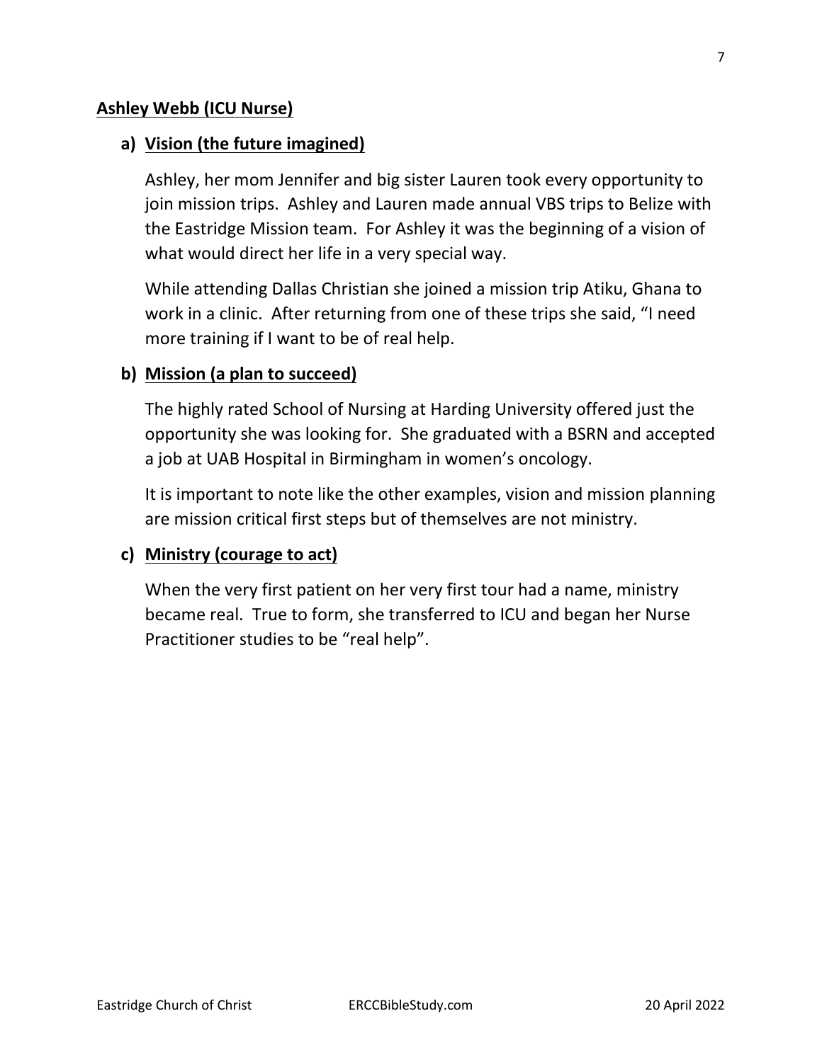## Ashley Webb (ICU Nurse)

### a) Vision (the future imagined)

Ashley, her mom Jennifer and big sister Lauren took every opportunity to join mission trips. Ashley and Lauren made annual VBS trips to Belize with the Eastridge Mission team. For Ashley it was the beginning of a vision of what would direct her life in a very special way.

While attending Dallas Christian she joined a mission trip Atiku, Ghana to work in a clinic. After returning from one of these trips she said, "I need more training if I want to be of real help.

### b) Mission (a plan to succeed)

The highly rated School of Nursing at Harding University offered just the opportunity she was looking for. She graduated with a BSRN and accepted a job at UAB Hospital in Birmingham in women's oncology.

It is important to note like the other examples, vision and mission planning are mission critical first steps but of themselves are not ministry.

### c) Ministry (courage to act)

When the very first patient on her very first tour had a name, ministry became real. True to form, she transferred to ICU and began her Nurse Practitioner studies to be "real help".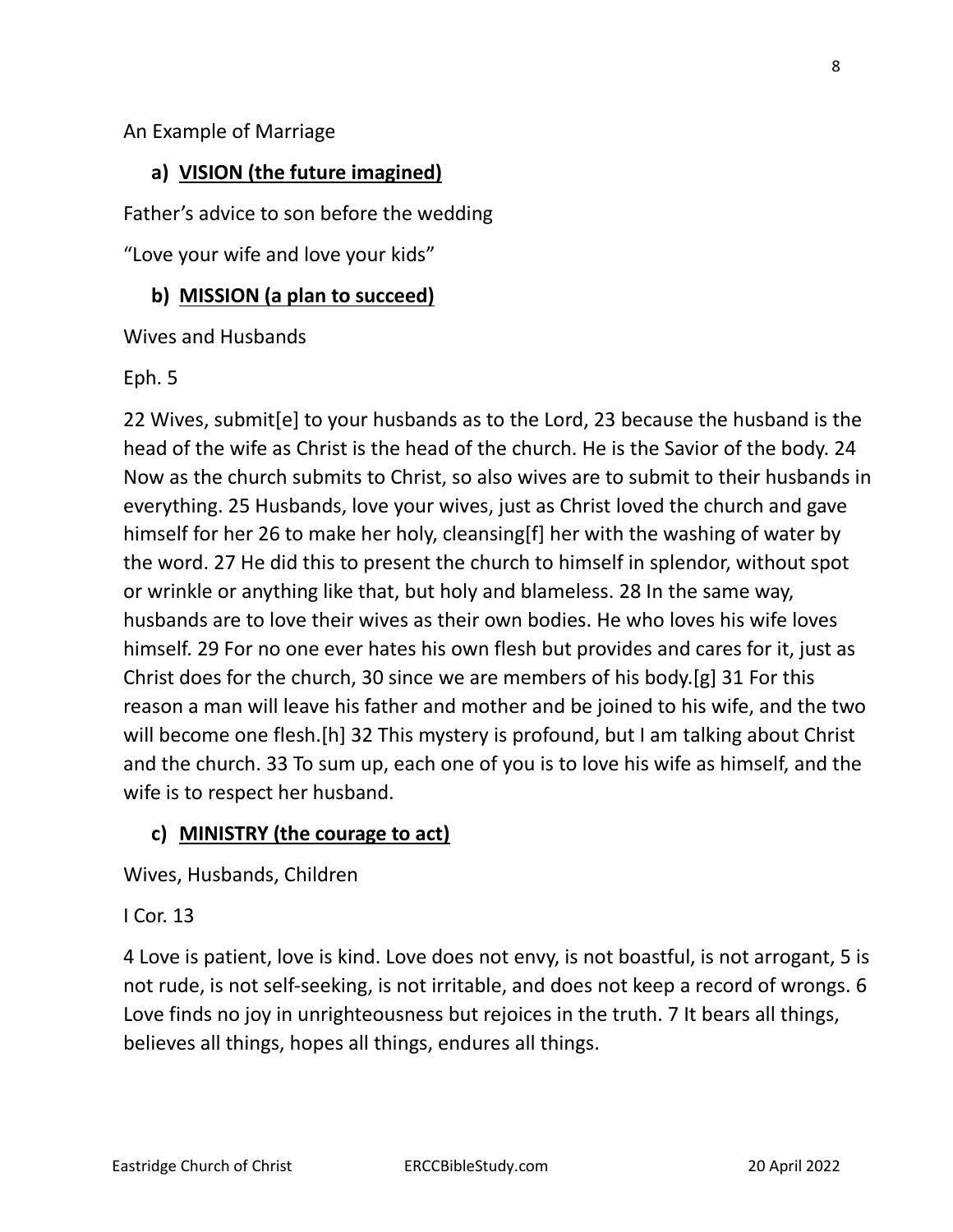An Example of Marriage

### a) <u>VISION (the future imagined)</u>

Father's advice to son before the wedding

"Love your wife and love your kids"

### b) <u>MISSION (a plan to succeed)</u>

Wives and Husbands

Eph. 5

22 Wives, submit[e] to your husbands as to the Lord, 23 because the husband is the head of the wife as Christ is the head of the church. He is the Savior of the body. 24 Now as the church submits to Christ, so also wives are to submit to their husbands in everything. 25 Husbands, love your wives, just as Christ loved the church and gave himself for her 26 to make her holy, cleansing[f] her with the washing of water by the word. 27 He did this to present the church to himself in splendor, without spot or wrinkle or anything like that, but holy and blameless. 28 In the same way, husbands are to love their wives as their own bodies. He who loves his wife loves himself. 29 For no one ever hates his own flesh but provides and cares for it, just as Christ does for the church, 30 since we are members of his body.[g] 31 For this reason a man will leave his father and mother and be joined to his wife, and the two will become one flesh.[h] 32 This mystery is profound, but I am talking about Christ and the church. 33 To sum up, each one of you is to love his wife as himself, and the wife is to respect her husband.

### c) <u>MINISTRY (the courage to act)</u>

Wives, Husbands, Children

I Cor. 13

4 Love is patient, love is kind. Love does not envy, is not boastful, is not arrogant, 5 is not rude, is not self-seeking, is not irritable, and does not keep a record of wrongs. 6 Love finds no joy in unrighteousness but rejoices in the truth. 7 It bears all things, believes all things, hopes all things, endures all things.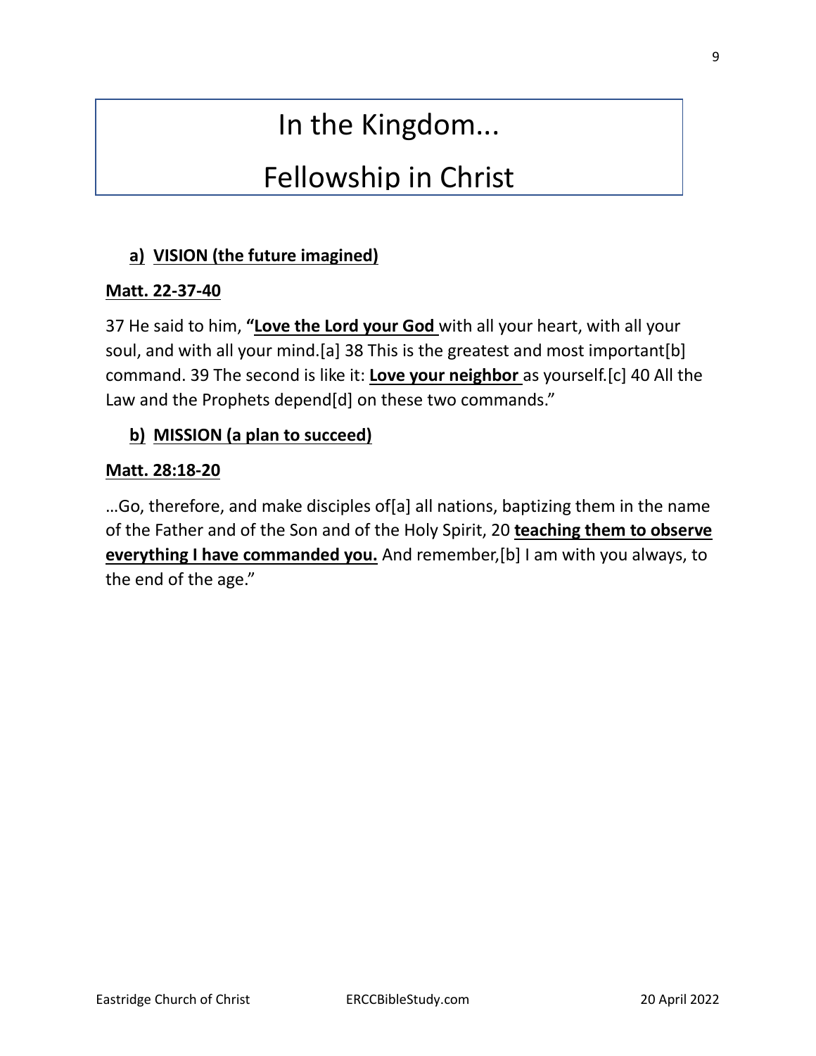# In the Kingdom...

# Fellowship in Christ

**a) VISION (the future imagined)**

**Matt. 22-37-40**

37 He said to him, **"Love the Lord your God** with all your heart, with all your soul, and with all your mind.[a] 38 This is the greatest and most important[b] command. 39 The second is like it: **Love your neighbor** as yourself.[c] 40 All the Law and the Prophets depend[d] on these two commands."

**b) MISSION (a plan to succeed)**

**Matt. 28:18-20**

…Go, therefore, and make disciples of[a] all nations, baptizing them in the name of the Father and of the Son and of the Holy Spirit, 20 **teaching them to observe everything I have commanded you.** And remember,[b] I am with you always, to the end of the age."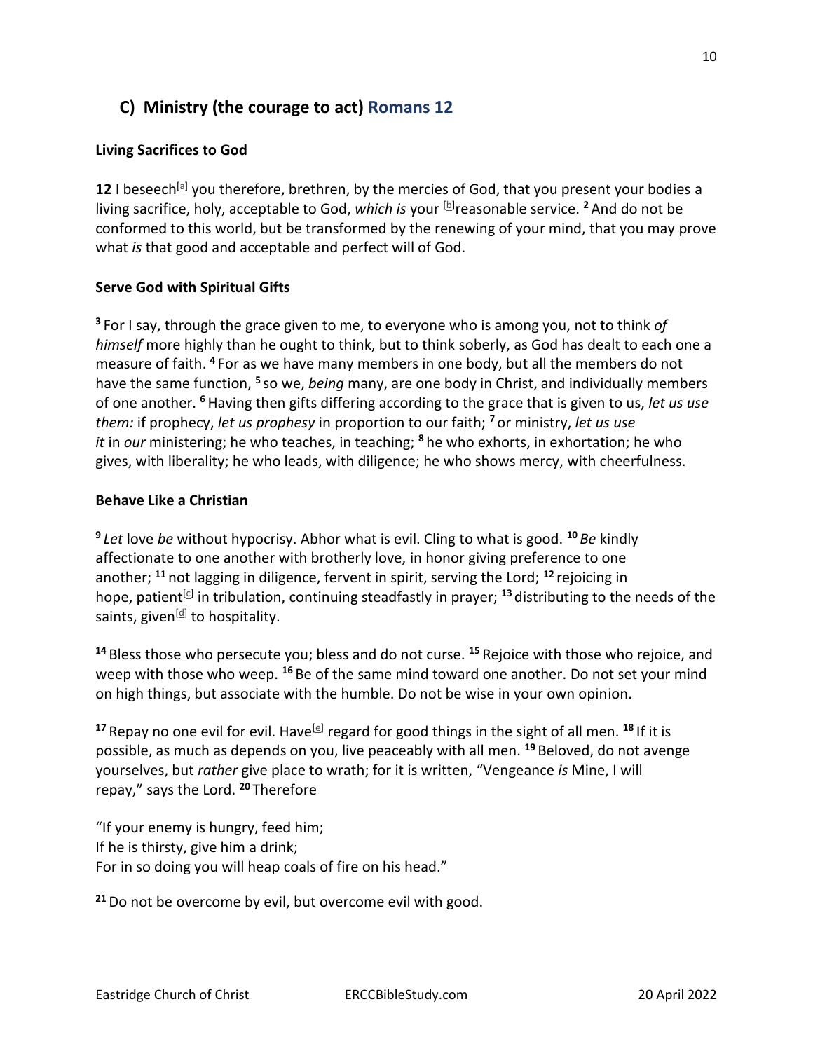## C) Ministry (the courage to act) Romans 12

### Living Sacrifices to God

**12** I beseech[a] you therefore, brethren, by the mercies of God, that you present your bodies a living sacrifice, holy, acceptable to God, *which is* your [b]reasonable service. **2** And do not be conformed to this world, but be transformed by the renewing of your mind, that you may prove what *is* that good and acceptable and perfect will of God.

### Serve God with Spiritual Gifts

**3** For I say, through the grace given to me, to everyone who is among you, not to think *of himself* more highly than he ought to think, but to think soberly, as God has dealt to each one a measure of faith. **4** For as we have many members in one body, but all the members do not have the same function, **5** so we, *being* many, are one body in Christ, and individually members of one another. **6** Having then gifts differing according to the grace that is given to us, *let us use them:* if prophecy, *let us prophesy* in proportion to our faith; **7** or ministry, *let us use it* in *our* ministering; he who teaches, in teaching; **8** he who exhorts, in exhortation; he who gives, with liberality; he who leads, with diligence; he who shows mercy, with cheerfulness.

### Behave Like a Christian

**9** *Let* love *be* without hypocrisy. Abhor what is evil. Cling to what is good. **10** *Be* kindly affectionate to one another with brotherly love, in honor giving preference to one another; **11** not lagging in diligence, fervent in spirit, serving the Lord; **12** rejoicing in hope, patient[c] in tribulation, continuing steadfastly in prayer; **13** distributing to the needs of the saints, given[d] to hospitality.

**14** Bless those who persecute you; bless and do not curse. **15** Rejoice with those who rejoice, and weep with those who weep. **16** Be of the same mind toward one another. Do not set your mind on high things, but associate with the humble. Do not be wise in your own opinion.

**17** Repay no one evil for evil. Have[e] regard for good things in the sight of all men. **18** If it is possible, as much as depends on you, live peaceably with all men. **19** Beloved, do not avenge yourselves, but *rather* give place to wrath; for it is written, "Vengeance *is* Mine, I will repay," says the Lord. **20** Therefore

"If your enemy is hungry, feed him;
If he is thirsty, give him a drink;
For in so doing you will heap coals of fire on his head."

**21** Do not be overcome by evil, but overcome evil with good.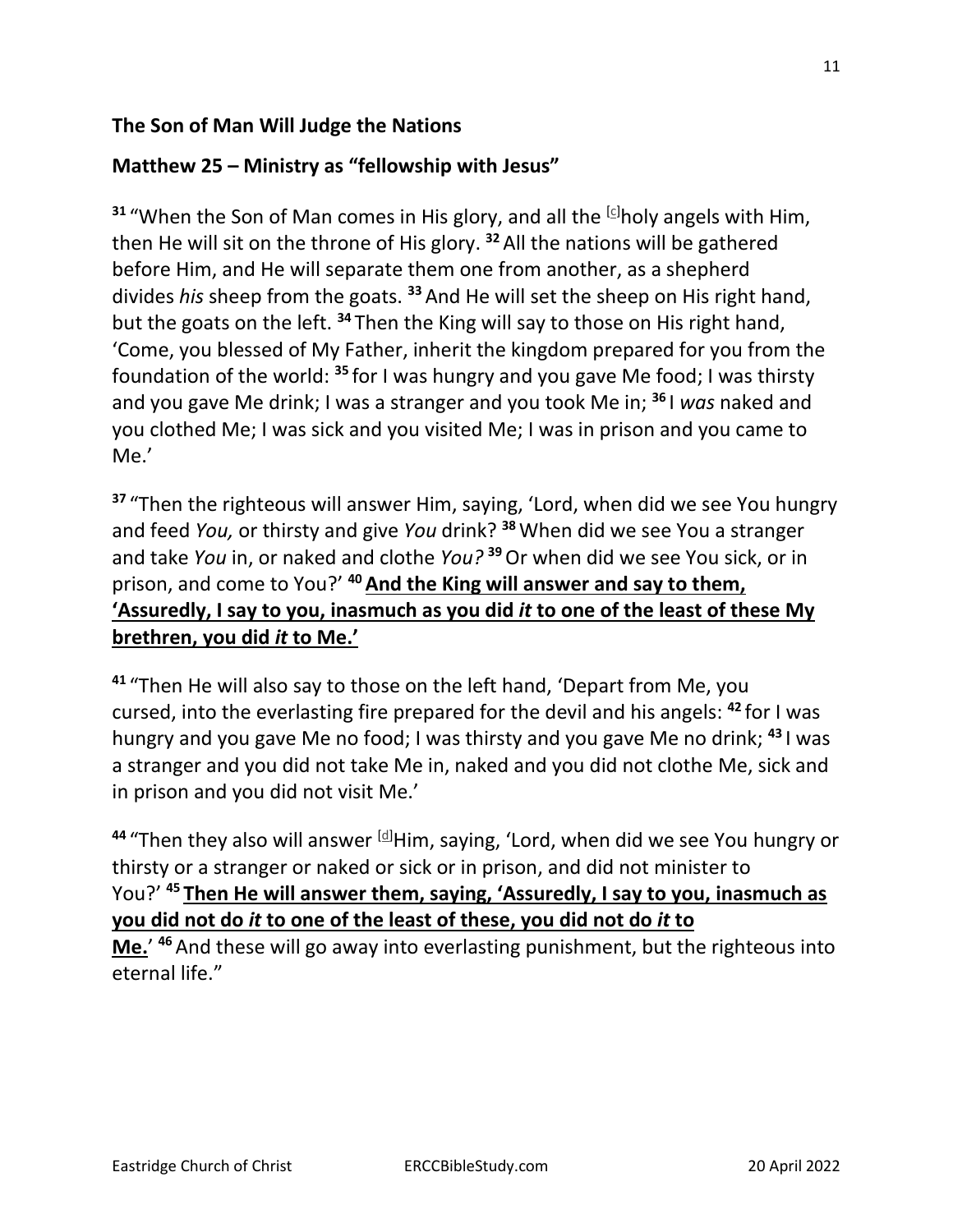**The Son of Man Will Judge the Nations**

**Matthew 25 – Ministry as "fellowship with Jesus"**

**31** "When the Son of Man comes in His glory, and all the [c]holy angels with Him, then He will sit on the throne of His glory. **32** All the nations will be gathered before Him, and He will separate them one from another, as a shepherd divides *his* sheep from the goats. **33** And He will set the sheep on His right hand, but the goats on the left. **34** Then the King will say to those on His right hand, 'Come, you blessed of My Father, inherit the kingdom prepared for you from the foundation of the world: **35** for I was hungry and you gave Me food; I was thirsty and you gave Me drink; I was a stranger and you took Me in; **36** I *was* naked and you clothed Me; I was sick and you visited Me; I was in prison and you came to Me.'

**37** "Then the righteous will answer Him, saying, 'Lord, when did we see You hungry and feed *You,* or thirsty and give *You* drink? **38** When did we see You a stranger and take *You* in, or naked and clothe *You?* **39** Or when did we see You sick, or in prison, and come to You?' **40** <u>**And the King will answer and say to them, 'Assuredly, I say to you, inasmuch as you did *it* to one of the least of these My brethren, you did *it* to Me.'**</u>

**41** "Then He will also say to those on the left hand, 'Depart from Me, you cursed, into the everlasting fire prepared for the devil and his angels: **42** for I was hungry and you gave Me no food; I was thirsty and you gave Me no drink; **43** I was a stranger and you did not take Me in, naked and you did not clothe Me, sick and in prison and you did not visit Me.'

**44** "Then they also will answer [d]Him, saying, 'Lord, when did we see You hungry or thirsty or a stranger or naked or sick or in prison, and did not minister to You?' **45** <u>**Then He will answer them, saying, 'Assuredly, I say to you, inasmuch as you did not do *it* to one of the least of these, you did not do *it* to Me.**</u>' **46** And these will go away into everlasting punishment, but the righteous into eternal life."